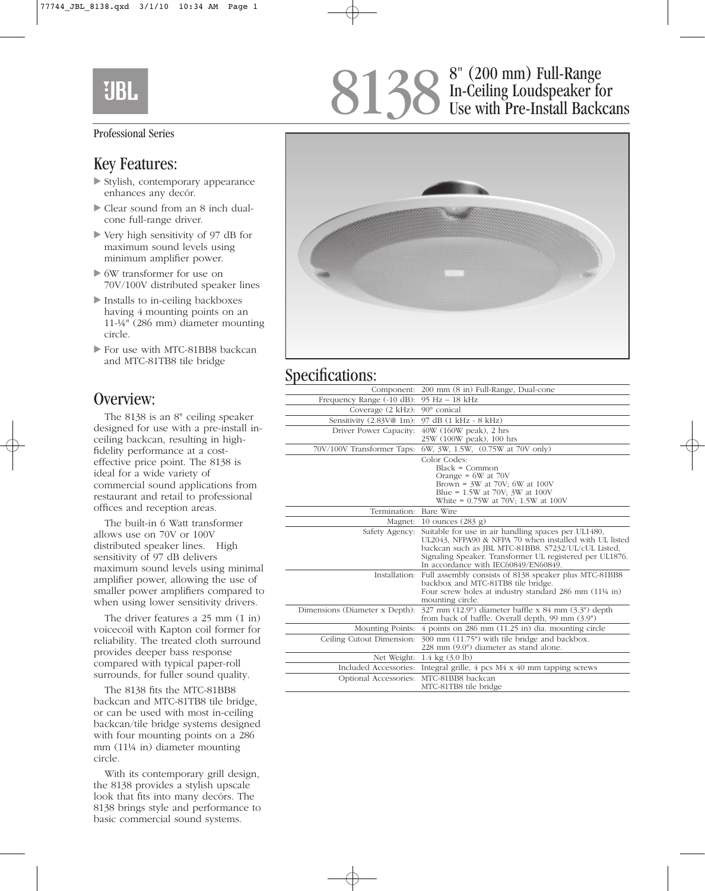JBL

# 8138 8" (200 mm) Full-Range In-Ceiling Loudspeaker for Use with Pre-Install Backcans

Professional Series

## Key Features:

- Stylish, contemporary appearance enhances any decór.
- Clear sound from an 8 inch dual-cone full-range driver.
- Very high sensitivity of 97 dB for maximum sound levels using minimum amplifier power.
- 6W transformer for use on 70V/100V distributed speaker lines
- Installs to in-ceiling backboxes having 4 mounting points on an 11-¼" (286 mm) diameter mounting circle.
- For use with MTC-81BB8 backcan and MTC-81TB8 tile bridge

## Overview:

The 8138 is an 8" ceiling speaker designed for use with a pre-install in-ceiling backcan, resulting in high-fidelity performance at a cost-effective price point. The 8138 is ideal for a wide variety of commercial sound applications from restaurant and retail to professional offices and reception areas.

The built-in 6 Watt transformer allows use on 70V or 100V distributed speaker lines. High sensitivity of 97 dB delivers maximum sound levels using minimal amplifier power, allowing the use of smaller power amplifiers compared to when using lower sensitivity drivers.

The driver features a 25 mm (1 in) voicecoil with Kapton coil former for reliability. The treated cloth surround provides deeper bass response compared with typical paper-roll surrounds, for fuller sound quality.

The 8138 fits the MTC-81BB8 backcan and MTC-81TB8 tile bridge, or can be used with most in-ceiling backcan/tile bridge systems designed with four mounting points on a 286 mm (11¼ in) diameter mounting circle.

With its contemporary grill design, the 8138 provides a stylish upscale look that fits into many decórs. The 8138 brings style and performance to basic commercial sound systems.

## Specifications:

| | |
|---|---|
| Component: | 200 mm (8 in) Full-Range, Dual-cone |
| Frequency Range (-10 dB): | 95 Hz – 18 kHz |
| Coverage (2 kHz): | 90° conical |
| Sensitivity (2.83V@ 1m): | 97 dB (1 kHz - 8 kHz) |
| Driver Power Capacity: | 40W (160W peak), 2 hrs<br>25W (100W peak), 100 hrs |
| 70V/100V Transformer Taps: | 6W, 3W, 1.5W, (0.75W at 70V only) |
| | Color Codes:<br>Black = Common<br>Orange = 6W at 70V<br>Brown = 3W at 70V; 6W at 100V<br>Blue = 1.5W at 70V; 3W at 100V<br>White = 0.75W at 70V; 1.5W at 100V |
| Termination: | Bare Wire |
| Magnet: | 10 ounces (283 g) |
| Safety Agency: | Suitable for use in air handling spaces per UL1480, UL2043, NFPA90 & NFPA 70 when installed with UL listed backcan such as JBL MTC-81BB8. S7232/UL/cUL Listed, Signaling Speaker. Transformer UL registered per UL1876. In accordance with IEC60849/EN60849. |
| Installation: | Full assembly consists of 8138 speaker plus MTC-81BB8 backbox and MTC-81TB8 tile bridge.<br>Four screw holes at industry standard 286 mm (11¼ in) mounting circle. |
| Dimensions (Diameter x Depth): | 327 mm (12.9") diameter baffle x 84 mm (3.3") depth from back of baffle. Overall depth, 99 mm (3.9") |
| Mounting Points: | 4 points on 286 mm (11.25 in) dia. mounting circle |
| Ceiling Cutout Dimension: | 300 mm (11.75") with tile bridge and backbox.<br>228 mm (9.0") diameter as stand alone. |
| Net Weight: | 1.4 kg (3.0 lb) |
| Included Accessories: | Integral grille, 4 pcs M4 x 40 mm tapping screws |
| Optional Accessories: | MTC-81BB8 backcan<br>MTC-81TB8 tile bridge |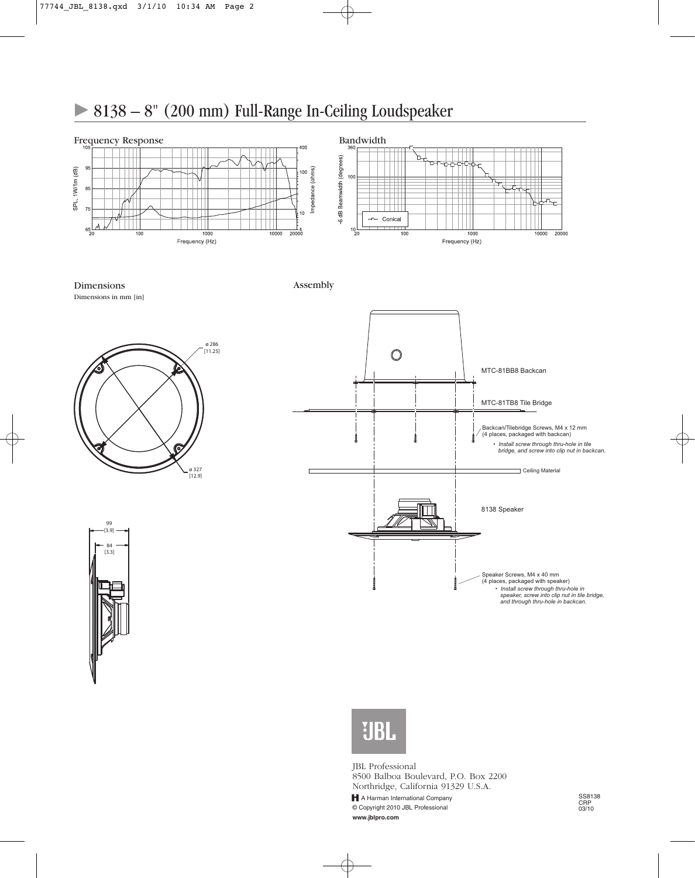# 8138 – 8" (200 mm) Full-Range In-Ceiling Loudspeaker

## Frequency Response

105
95
85
75
65
SPL, 1W/1m (dB)
400
100
10
1
Impedance (ohms)
20
100
1000
10000
20000
Frequency (Hz)

## Bandwidth

360
100
10
-6 dB Beamwidth (degrees)
Conical
20
100
1000
10000
20000
Frequency (Hz)

## Dimensions

Dimensions in mm [in]

ø 286
[11.25]

ø 327
[12.9]

99
[3.9]

84
[3.3]

## Assembly

MTC-81BB8 Backcan

MTC-81TB8 Tile Bridge

Backcan/Tilebridge Screws, M4 x 12 mm
(4 places, packaged with backcan)

- *Install screw through thru-hole in tile bridge, and screw into clip nut in backcan.*

Ceiling Material

8138 Speaker

Speaker Screws, M4 x 40 mm
(4 places, packaged with speaker)

- *Install screw through thru-hole in speaker, screw into clip nut in tile bridge, and through thru-hole in backcan.*

JBL

JBL Professional
8500 Balboa Boulevard, P.O. Box 2200
Northridge, California 91329 U.S.A.

A Harman International Company
© Copyright 2010 JBL Professional
**www.jblpro.com**

SS8138
CRP
03/10